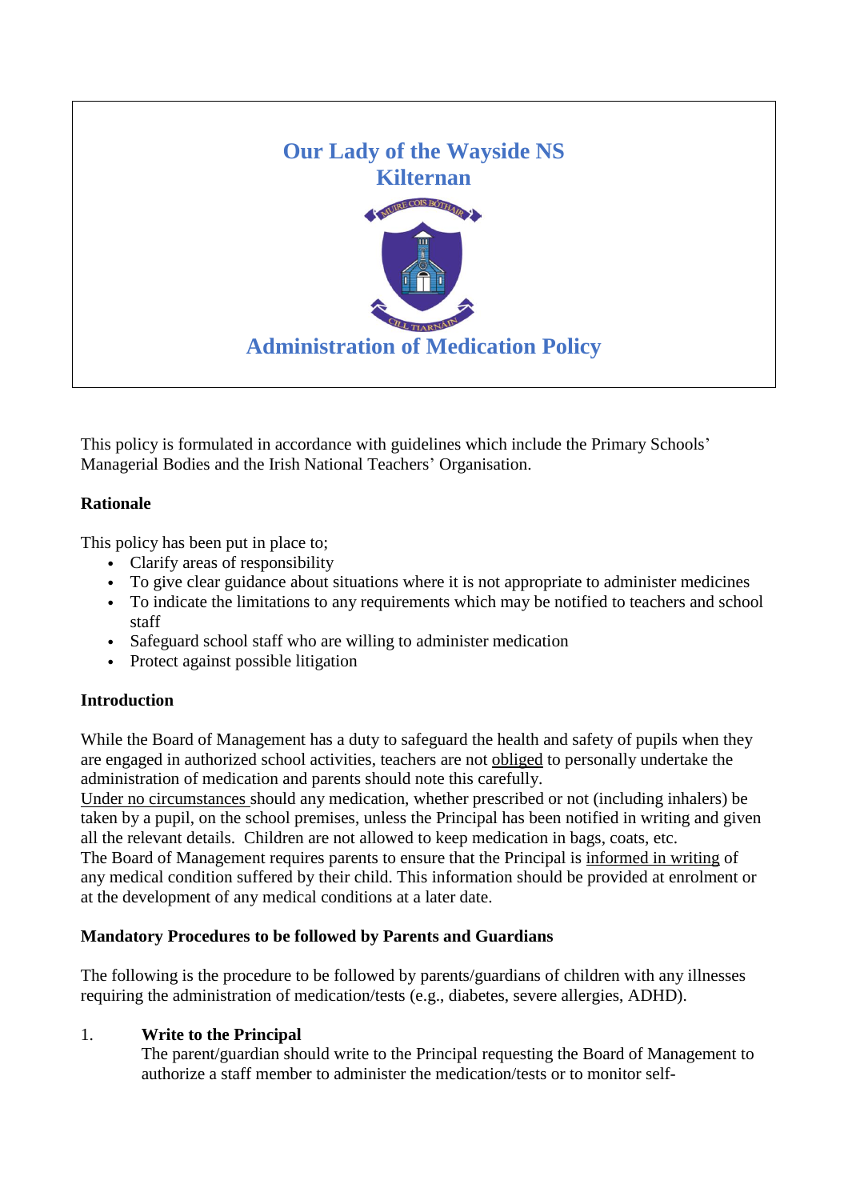# Our Lady of the Wayside NS
# Kilternan

MUIRE COIS BÓTHAIR

CILL TIARNÁIN

## Administration of Medication Policy

This policy is formulated in accordance with guidelines which include the Primary Schools' Managerial Bodies and the Irish National Teachers' Organisation.

**Rationale**

This policy has been put in place to;

- Clarify areas of responsibility
- To give clear guidance about situations where it is not appropriate to administer medicines
- To indicate the limitations to any requirements which may be notified to teachers and school staff
- Safeguard school staff who are willing to administer medication
- Protect against possible litigation

**Introduction**

While the Board of Management has a duty to safeguard the health and safety of pupils when they are engaged in authorized school activities, teachers are not <u>obliged</u> to personally undertake the administration of medication and parents should note this carefully.
<u>Under no circumstances</u> should any medication, whether prescribed or not (including inhalers) be taken by a pupil, on the school premises, unless the Principal has been notified in writing and given all the relevant details. Children are not allowed to keep medication in bags, coats, etc.
The Board of Management requires parents to ensure that the Principal is <u>informed in writing</u> of any medical condition suffered by their child. This information should be provided at enrolment or at the development of any medical conditions at a later date.

**Mandatory Procedures to be followed by Parents and Guardians**

The following is the procedure to be followed by parents/guardians of children with any illnesses requiring the administration of medication/tests (e.g., diabetes, severe allergies, ADHD).

1. **Write to the Principal**
   The parent/guardian should write to the Principal requesting the Board of Management to authorize a staff member to administer the medication/tests or to monitor self-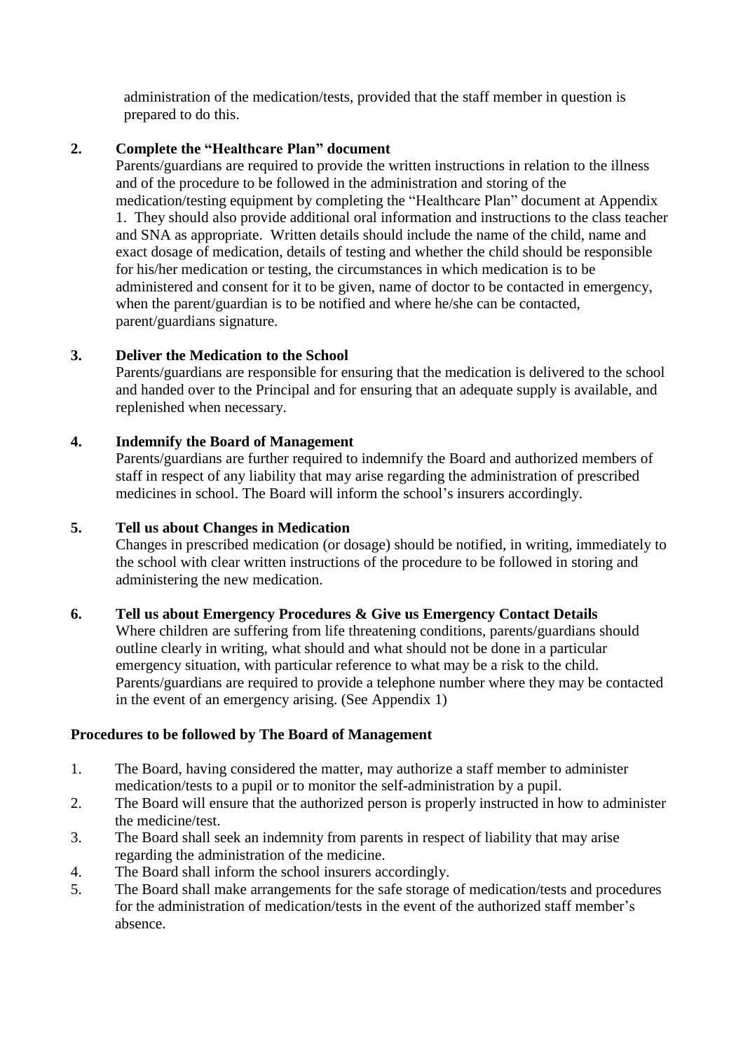administration of the medication/tests, provided that the staff member in question is prepared to do this.

2. **Complete the "Healthcare Plan" document**
   Parents/guardians are required to provide the written instructions in relation to the illness and of the procedure to be followed in the administration and storing of the medication/testing equipment by completing the "Healthcare Plan" document at Appendix 1. They should also provide additional oral information and instructions to the class teacher and SNA as appropriate. Written details should include the name of the child, name and exact dosage of medication, details of testing and whether the child should be responsible for his/her medication or testing, the circumstances in which medication is to be administered and consent for it to be given, name of doctor to be contacted in emergency, when the parent/guardian is to be notified and where he/she can be contacted, parent/guardians signature.

3. **Deliver the Medication to the School**
   Parents/guardians are responsible for ensuring that the medication is delivered to the school and handed over to the Principal and for ensuring that an adequate supply is available, and replenished when necessary.

4. **Indemnify the Board of Management**
   Parents/guardians are further required to indemnify the Board and authorized members of staff in respect of any liability that may arise regarding the administration of prescribed medicines in school. The Board will inform the school's insurers accordingly.

5. **Tell us about Changes in Medication**
   Changes in prescribed medication (or dosage) should be notified, in writing, immediately to the school with clear written instructions of the procedure to be followed in storing and administering the new medication.

6. **Tell us about Emergency Procedures & Give us Emergency Contact Details**
   Where children are suffering from life threatening conditions, parents/guardians should outline clearly in writing, what should and what should not be done in a particular emergency situation, with particular reference to what may be a risk to the child. Parents/guardians are required to provide a telephone number where they may be contacted in the event of an emergency arising. (See Appendix 1)

**Procedures to be followed by The Board of Management**

1. The Board, having considered the matter, may authorize a staff member to administer medication/tests to a pupil or to monitor the self-administration by a pupil.
2. The Board will ensure that the authorized person is properly instructed in how to administer the medicine/test.
3. The Board shall seek an indemnity from parents in respect of liability that may arise regarding the administration of the medicine.
4. The Board shall inform the school insurers accordingly.
5. The Board shall make arrangements for the safe storage of medication/tests and procedures for the administration of medication/tests in the event of the authorized staff member's absence.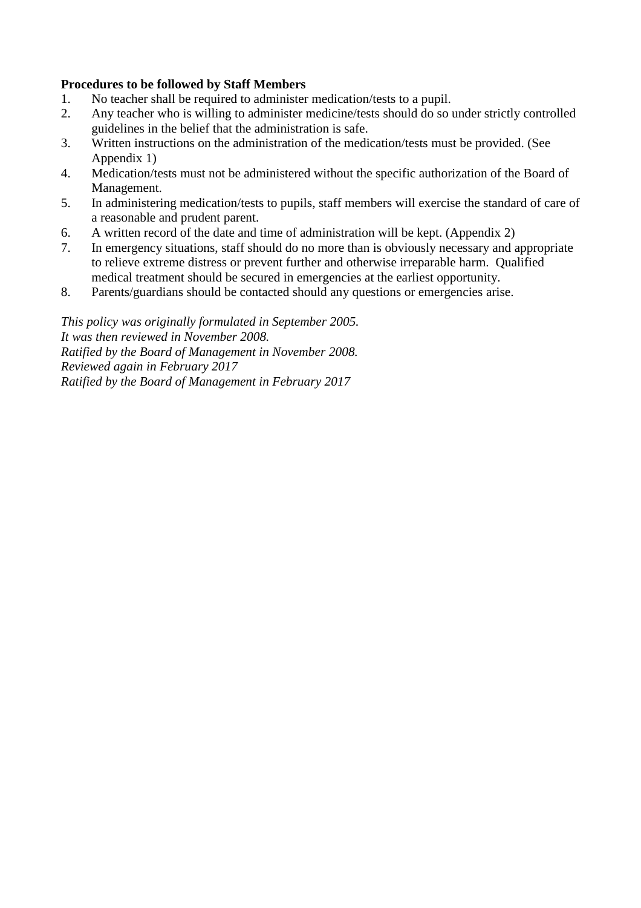**Procedures to be followed by Staff Members**

1. No teacher shall be required to administer medication/tests to a pupil.
2. Any teacher who is willing to administer medicine/tests should do so under strictly controlled guidelines in the belief that the administration is safe.
3. Written instructions on the administration of the medication/tests must be provided. (See Appendix 1)
4. Medication/tests must not be administered without the specific authorization of the Board of Management.
5. In administering medication/tests to pupils, staff members will exercise the standard of care of a reasonable and prudent parent.
6. A written record of the date and time of administration will be kept. (Appendix 2)
7. In emergency situations, staff should do no more than is obviously necessary and appropriate to relieve extreme distress or prevent further and otherwise irreparable harm. Qualified medical treatment should be secured in emergencies at the earliest opportunity.
8. Parents/guardians should be contacted should any questions or emergencies arise.

*This policy was originally formulated in September 2005.*
*It was then reviewed in November 2008.*
*Ratified by the Board of Management in November 2008.*
*Reviewed again in February 2017*
*Ratified by the Board of Management in February 2017*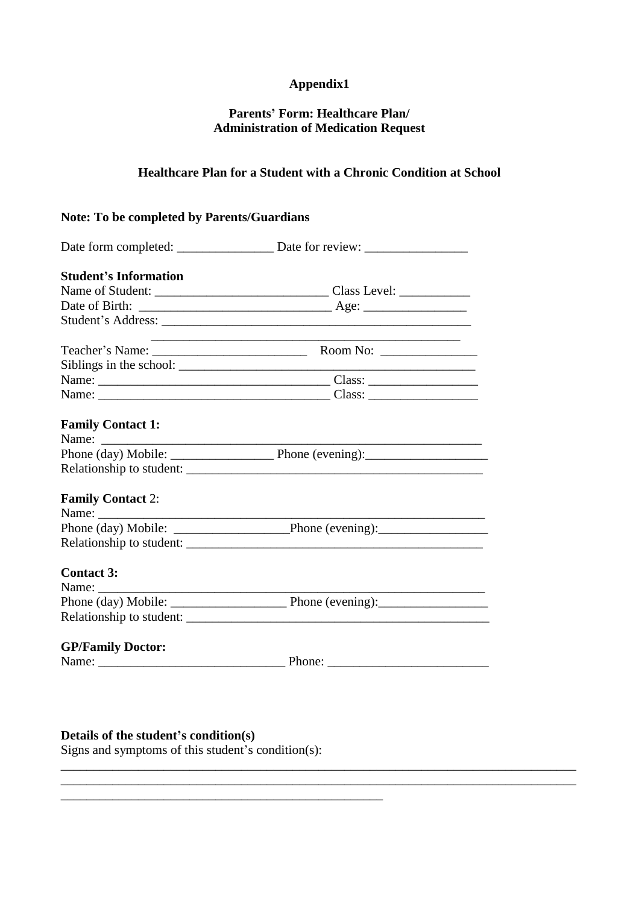**Appendix1**

**Parents' Form: Healthcare Plan/**
**Administration of Medication Request**

**Healthcare Plan for a Student with a Chronic Condition at School**

**Note: To be completed by Parents/Guardians**

Date form completed: _______________ Date for review: ________________

**Student's Information**
Name of Student: ___________________________ Class Level: ___________
Date of Birth: _____________________________ Age: ________________
Student's Address: ________________________________________________
_______________________________________________
Teacher's Name: ________________________ Room No: _______________
Siblings in the school: _____________________________________________
Name: ____________________________________ Class: _________________
Name: ____________________________________ Class: _________________

**Family Contact 1:**
Name: ___________________________________________________________
Phone (day) Mobile: ________________ Phone (evening):___________________
Relationship to student: ______________________________________________

**Family Contact** 2:
Name: ___________________________________________________________
Phone (day) Mobile: __________________Phone (evening):_________________
Relationship to student: ______________________________________________

**Contact 3:**
Name: ___________________________________________________________
Phone (day) Mobile: __________________ Phone (evening):_________________
Relationship to student: _______________________________________________

**GP/Family Doctor:**
Name: _____________________________ Phone: _________________________

**Details of the student's condition(s)**
Signs and symptoms of this student's condition(s):
________________________________________________________________________________
________________________________________________________________________________
__________________________________________________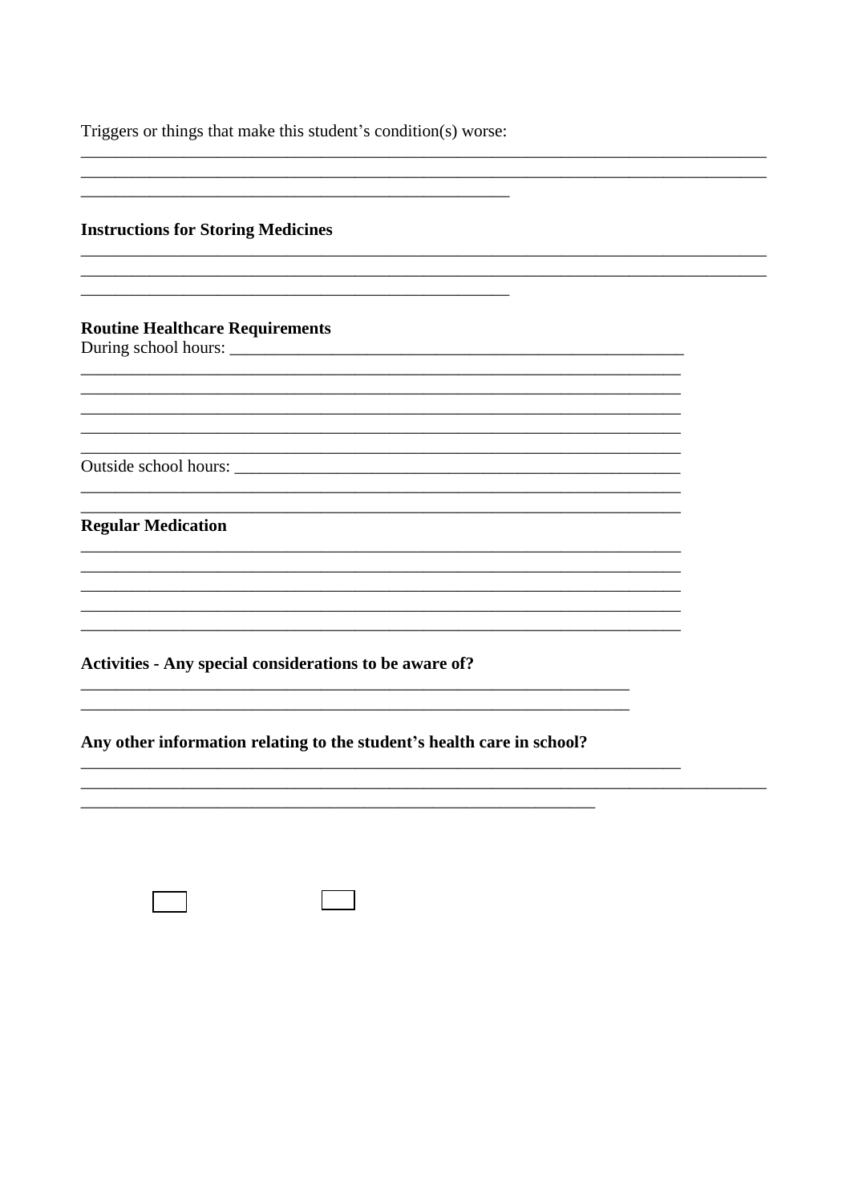Triggers or things that make this student's condition(s) worse:

________________________________________________________________________________
________________________________________________________________________________
__________________________________________________

**Instructions for Storing Medicines**

________________________________________________________________________________
________________________________________________________________________________
__________________________________________________

**Routine Healthcare Requirements**

During school hours: ____________________________________________________

______________________________________________________________________
______________________________________________________________________
______________________________________________________________________
______________________________________________________________________
______________________________________________________________________

Outside school hours: ____________________________________________________

______________________________________________________________________
______________________________________________________________________

**Regular Medication**

______________________________________________________________________
______________________________________________________________________
______________________________________________________________________
______________________________________________________________________
______________________________________________________________________

**Activities - Any special considerations to be aware of?**

________________________________________________________________
________________________________________________________________

**Any other information relating to the student's health care in school?**

______________________________________________________________________
________________________________________________________________________________
____________________________________________________________

☐ ☐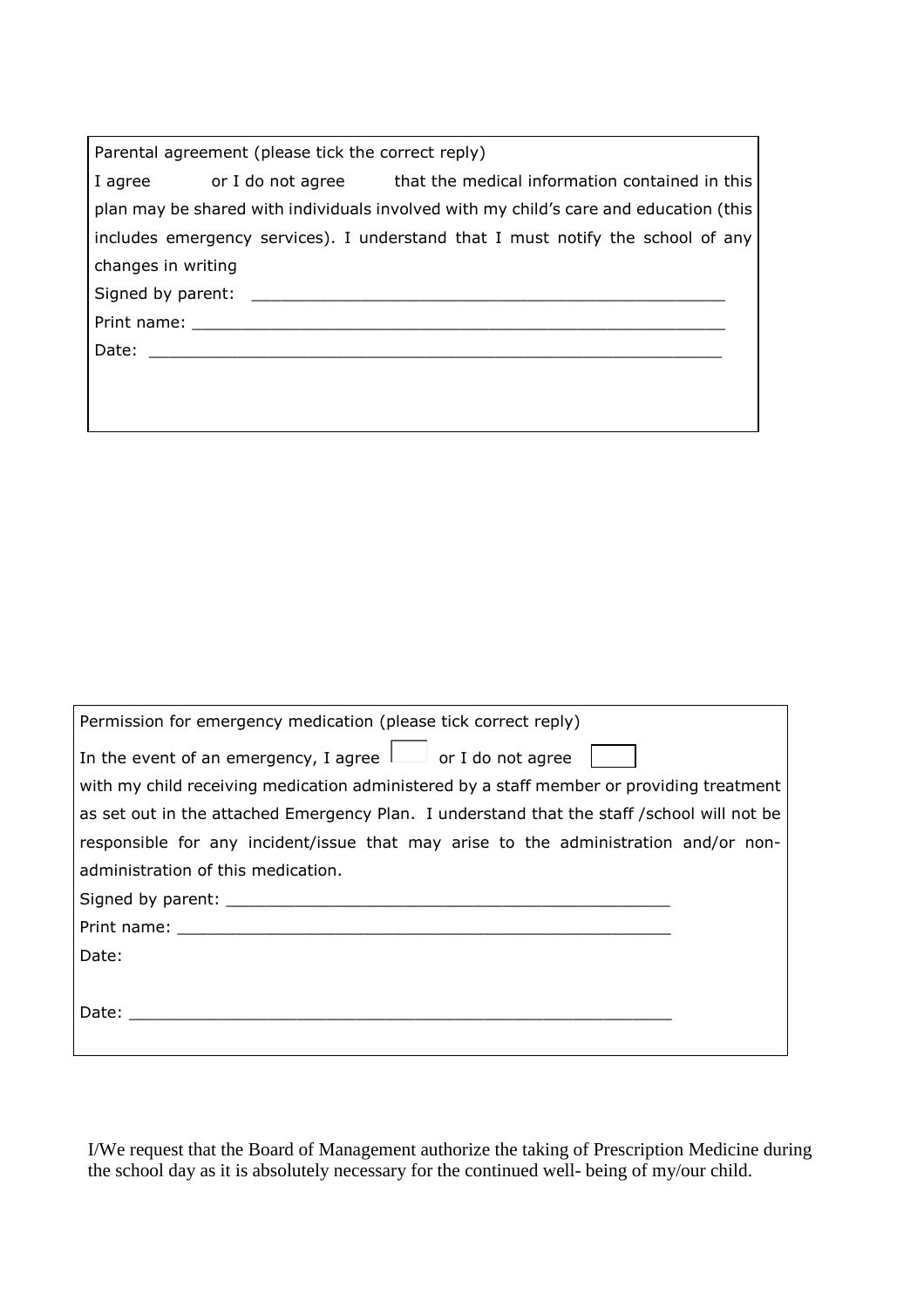| Parental agreement (please tick the correct reply) |
|---|
| I agree or I do not agree that the medical information contained in this plan may be shared with individuals involved with my child's care and education (this includes emergency services). I understand that I must notify the school of any changes in writing |
| Signed by parent: _______________________________________________ |
| Print name: _____________________________________________________ |
| Date: __________________________________________________________ |

| Permission for emergency medication (please tick correct reply) |
|---|
| In the event of an emergency, I agree ☐ or I do not agree ☐ |
| with my child receiving medication administered by a staff member or providing treatment as set out in the attached Emergency Plan. I understand that the staff /school will not be responsible for any incident/issue that may arise to the administration and/or non-administration of this medication. |
| Signed by parent: _____________________________________________ |
| Print name: _________________________________________________ |
| Date: |
| Date: ______________________________________________________ |

I/We request that the Board of Management authorize the taking of Prescription Medicine during the school day as it is absolutely necessary for the continued well- being of my/our child.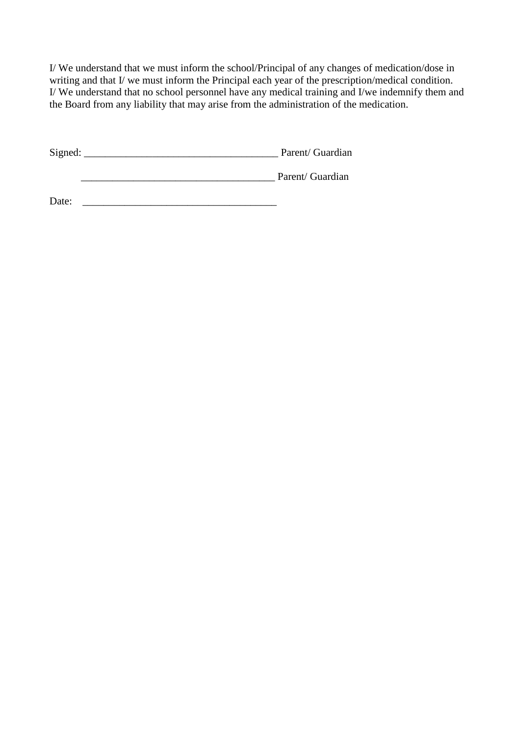I/ We understand that we must inform the school/Principal of any changes of medication/dose in writing and that I/ we must inform the Principal each year of the prescription/medical condition. I/ We understand that no school personnel have any medical training and I/we indemnify them and the Board from any liability that may arise from the administration of the medication.

Signed: ____________________________________ Parent/ Guardian

____________________________________ Parent/ Guardian

Date: ____________________________________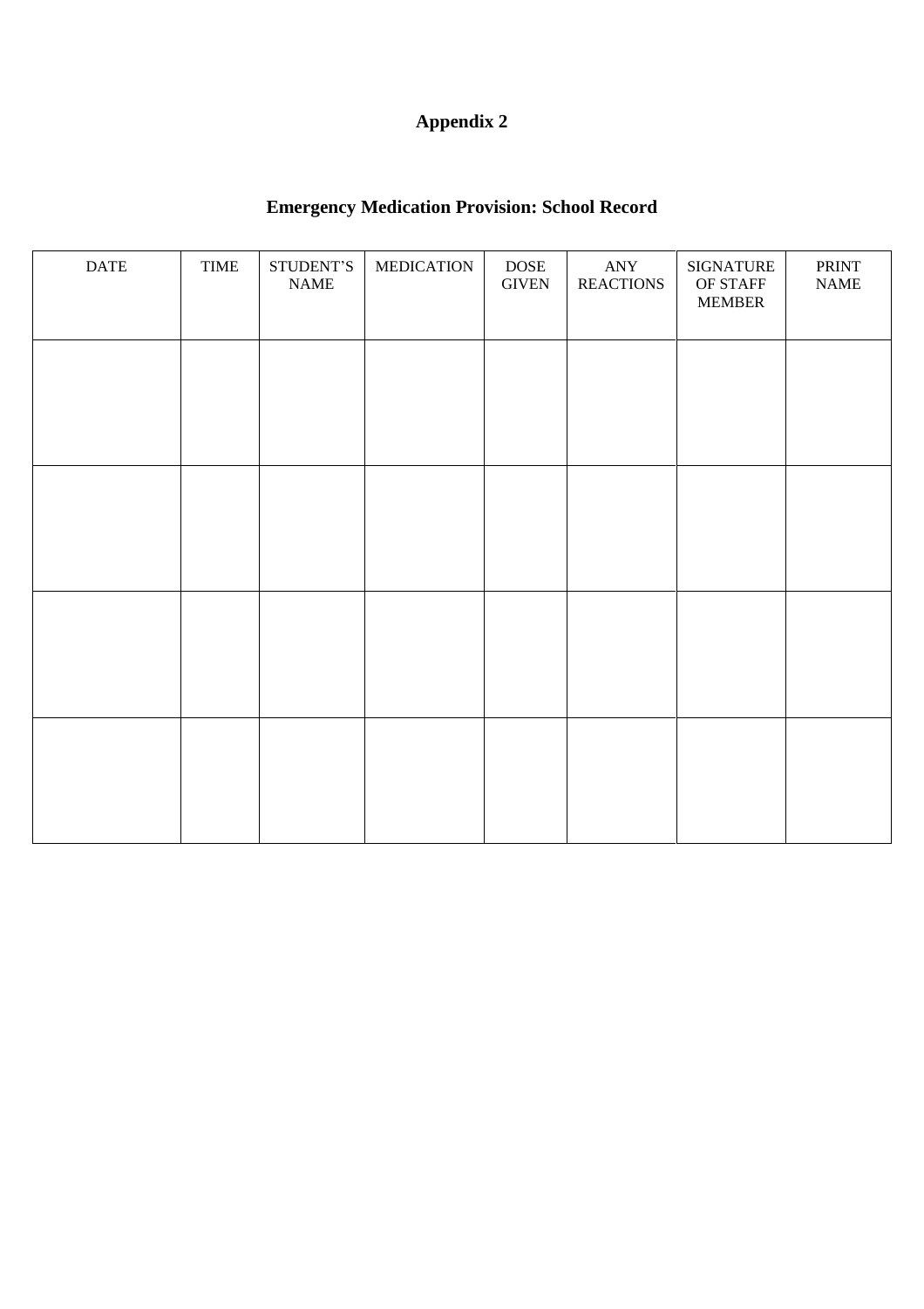# Appendix 2

## Emergency Medication Provision: School Record

| DATE | TIME | STUDENT'S NAME | MEDICATION | DOSE GIVEN | ANY REACTIONS | SIGNATURE OF STAFF MEMBER | PRINT NAME |
|---|---|---|---|---|---|---|---|
| | | | | | | | |
| | | | | | | | |
| | | | | | | | |
| | | | | | | | |